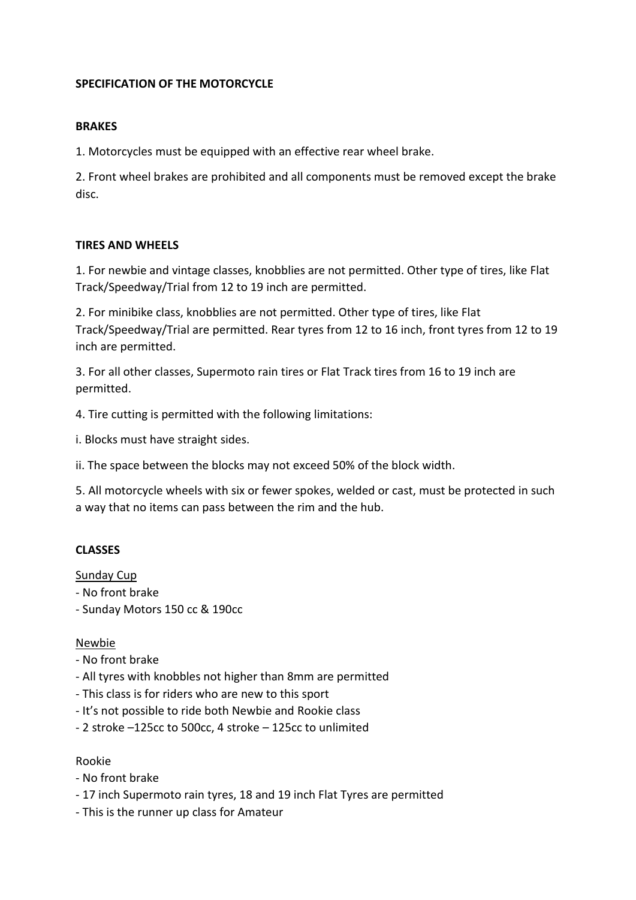## SPECIFICATION OF THE MOTORCYCLE

### BRAKES

1. Motorcycles must be equipped with an effective rear wheel brake.

2. Front wheel brakes are prohibited and all components must be removed except the brake disc.

### TIRES AND WHEELS

1. For newbie and vintage classes, knobblies are not permitted. Other type of tires, like Flat Track/Speedway/Trial from 12 to 19 inch are permitted.

2. For minibike class, knobblies are not permitted. Other type of tires, like Flat Track/Speedway/Trial are permitted. Rear tyres from 12 to 16 inch, front tyres from 12 to 19 inch are permitted.

3. For all other classes, Supermoto rain tires or Flat Track tires from 16 to 19 inch are permitted.

4. Tire cutting is permitted with the following limitations:

i. Blocks must have straight sides.

ii. The space between the blocks may not exceed 50% of the block width.

5. All motorcycle wheels with six or fewer spokes, welded or cast, must be protected in such a way that no items can pass between the rim and the hub.

### CLASSES

<u>Sunday Cup</u>

- No front brake
- Sunday Motors 150 cc & 190cc

<u>Newbie</u>

- No front brake
- All tyres with knobbles not higher than 8mm are permitted
- This class is for riders who are new to this sport
- It's not possible to ride both Newbie and Rookie class
- 2 stroke –125cc to 500cc, 4 stroke – 125cc to unlimited

Rookie

- No front brake
- 17 inch Supermoto rain tyres, 18 and 19 inch Flat Tyres are permitted
- This is the runner up class for Amateur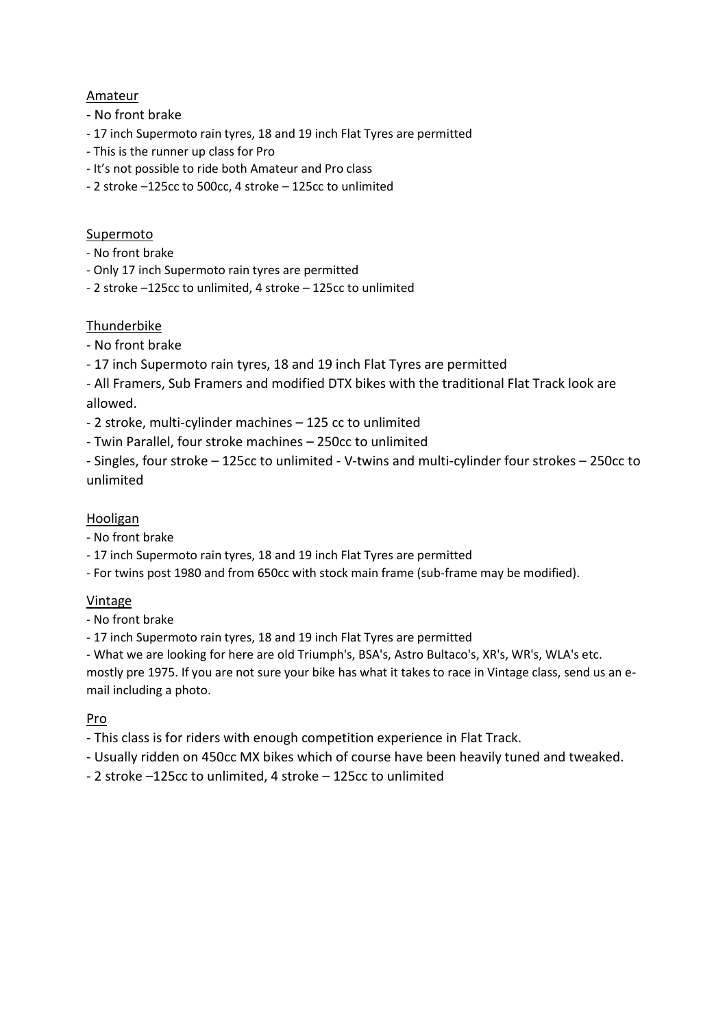Amateur

- No front brake
- 17 inch Supermoto rain tyres, 18 and 19 inch Flat Tyres are permitted
- This is the runner up class for Pro
- It's not possible to ride both Amateur and Pro class
- 2 stroke –125cc to 500cc, 4 stroke – 125cc to unlimited

Supermoto

- No front brake
- Only 17 inch Supermoto rain tyres are permitted
- 2 stroke –125cc to unlimited, 4 stroke – 125cc to unlimited

Thunderbike

- No front brake
- 17 inch Supermoto rain tyres, 18 and 19 inch Flat Tyres are permitted
- All Framers, Sub Framers and modified DTX bikes with the traditional Flat Track look are allowed.
- 2 stroke, multi-cylinder machines – 125 cc to unlimited
- Twin Parallel, four stroke machines – 250cc to unlimited
- Singles, four stroke – 125cc to unlimited - V-twins and multi-cylinder four strokes – 250cc to unlimited

Hooligan

- No front brake
- 17 inch Supermoto rain tyres, 18 and 19 inch Flat Tyres are permitted
- For twins post 1980 and from 650cc with stock main frame (sub-frame may be modified).

Vintage

- No front brake
- 17 inch Supermoto rain tyres, 18 and 19 inch Flat Tyres are permitted
- What we are looking for here are old Triumph's, BSA's, Astro Bultaco's, XR's, WR's, WLA's etc. mostly pre 1975. If you are not sure your bike has what it takes to race in Vintage class, send us an e-mail including a photo.

Pro

- This class is for riders with enough competition experience in Flat Track.
- Usually ridden on 450cc MX bikes which of course have been heavily tuned and tweaked.
- 2 stroke –125cc to unlimited, 4 stroke – 125cc to unlimited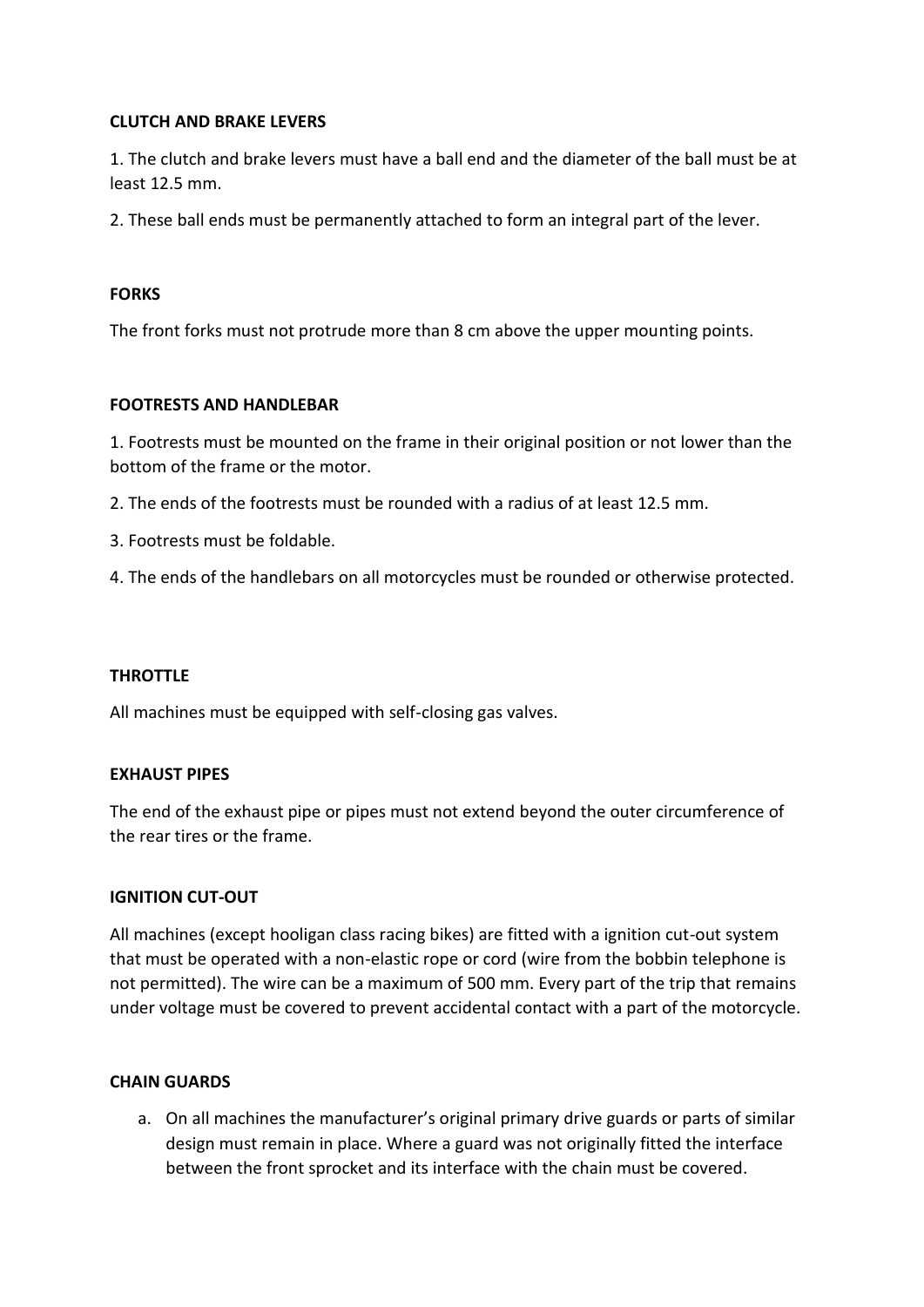**CLUTCH AND BRAKE LEVERS**

1. The clutch and brake levers must have a ball end and the diameter of the ball must be at least 12.5 mm.

2. These ball ends must be permanently attached to form an integral part of the lever.

**FORKS**

The front forks must not protrude more than 8 cm above the upper mounting points.

**FOOTRESTS AND HANDLEBAR**

1. Footrests must be mounted on the frame in their original position or not lower than the bottom of the frame or the motor.

2. The ends of the footrests must be rounded with a radius of at least 12.5 mm.

3. Footrests must be foldable.

4. The ends of the handlebars on all motorcycles must be rounded or otherwise protected.

**THROTTLE**

All machines must be equipped with self-closing gas valves.

**EXHAUST PIPES**

The end of the exhaust pipe or pipes must not extend beyond the outer circumference of the rear tires or the frame.

**IGNITION CUT-OUT**

All machines (except hooligan class racing bikes) are fitted with a ignition cut-out system that must be operated with a non-elastic rope or cord (wire from the bobbin telephone is not permitted). The wire can be a maximum of 500 mm. Every part of the trip that remains under voltage must be covered to prevent accidental contact with a part of the motorcycle.

**CHAIN GUARDS**

a. On all machines the manufacturer's original primary drive guards or parts of similar design must remain in place. Where a guard was not originally fitted the interface between the front sprocket and its interface with the chain must be covered.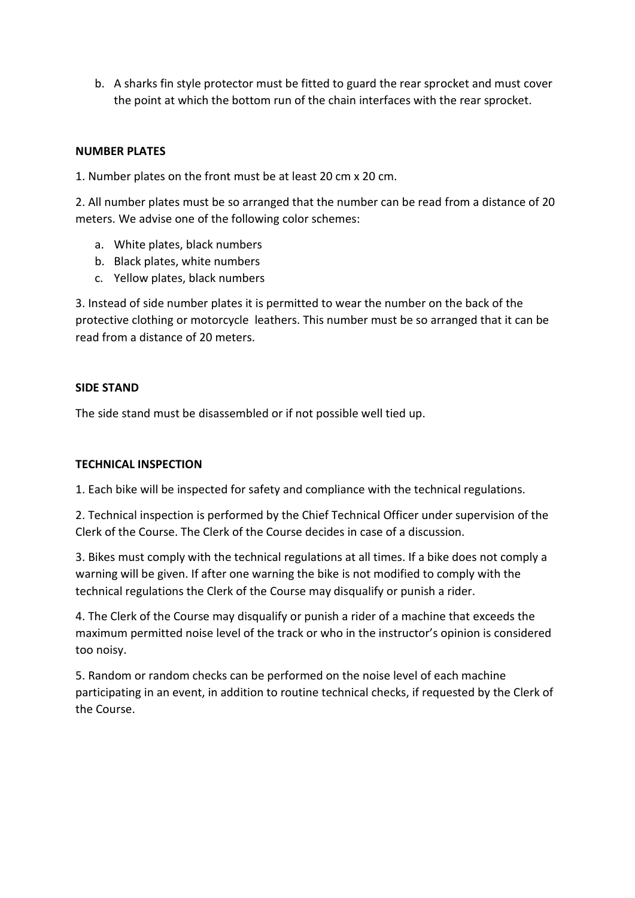b. A sharks fin style protector must be fitted to guard the rear sprocket and must cover the point at which the bottom run of the chain interfaces with the rear sprocket.

**NUMBER PLATES**

1. Number plates on the front must be at least 20 cm x 20 cm.

2. All number plates must be so arranged that the number can be read from a distance of 20 meters. We advise one of the following color schemes:

   a. White plates, black numbers
   b. Black plates, white numbers
   c. Yellow plates, black numbers

3. Instead of side number plates it is permitted to wear the number on the back of the protective clothing or motorcycle leathers. This number must be so arranged that it can be read from a distance of 20 meters.

**SIDE STAND**

The side stand must be disassembled or if not possible well tied up.

**TECHNICAL INSPECTION**

1. Each bike will be inspected for safety and compliance with the technical regulations.

2. Technical inspection is performed by the Chief Technical Officer under supervision of the Clerk of the Course. The Clerk of the Course decides in case of a discussion.

3. Bikes must comply with the technical regulations at all times. If a bike does not comply a warning will be given. If after one warning the bike is not modified to comply with the technical regulations the Clerk of the Course may disqualify or punish a rider.

4. The Clerk of the Course may disqualify or punish a rider of a machine that exceeds the maximum permitted noise level of the track or who in the instructor's opinion is considered too noisy.

5. Random or random checks can be performed on the noise level of each machine participating in an event, in addition to routine technical checks, if requested by the Clerk of the Course.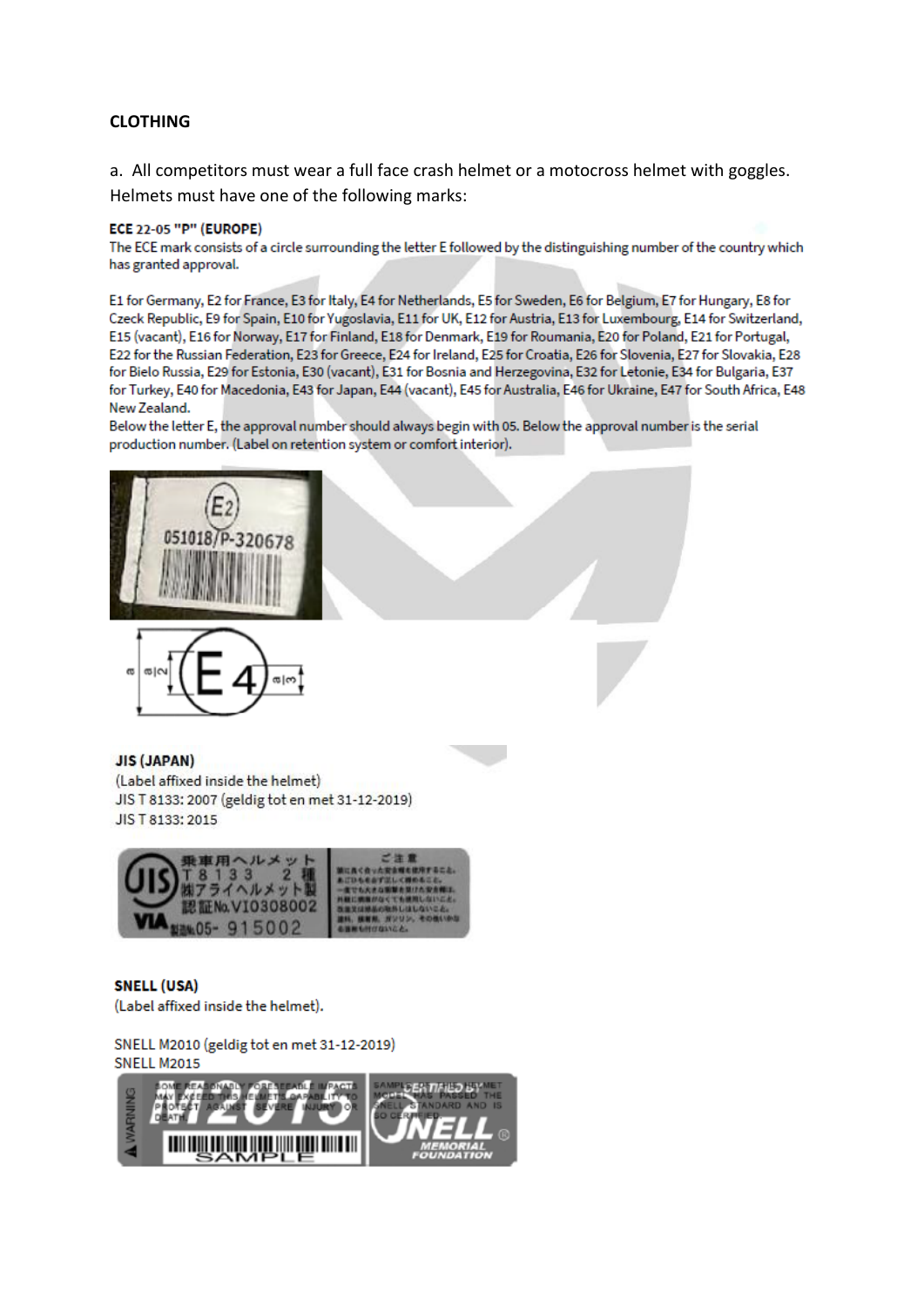**CLOTHING**

a. All competitors must wear a full face crash helmet or a motocross helmet with goggles. Helmets must have one of the following marks:

**ECE 22-05 "P" (EUROPE)**

The ECE mark consists of a circle surrounding the letter E followed by the distinguishing number of the country which has granted approval.

E1 for Germany, E2 for France, E3 for Italy, E4 for Netherlands, E5 for Sweden, E6 for Belgium, E7 for Hungary, E8 for Czeck Republic, E9 for Spain, E10 for Yugoslavia, E11 for UK, E12 for Austria, E13 for Luxembourg, E14 for Switzerland, E15 (vacant), E16 for Norway, E17 for Finland, E18 for Denmark, E19 for Roumania, E20 for Poland, E21 for Portugal, E22 for the Russian Federation, E23 for Greece, E24 for Ireland, E25 for Croatia, E26 for Slovenia, E27 for Slovakia, E28 for Bielo Russia, E29 for Estonia, E30 (vacant), E31 for Bosnia and Herzegovina, E32 for Letonie, E34 for Bulgaria, E37 for Turkey, E40 for Macedonia, E43 for Japan, E44 (vacant), E45 for Australia, E46 for Ukraine, E47 for South Africa, E48 New Zealand.

Below the letter E, the approval number should always begin with 05. Below the approval number is the serial production number. (Label on retention system or comfort interior).

**JIS (JAPAN)**

(Label affixed inside the helmet)

JIS T 8133: 2007 (geldig tot en met 31-12-2019)

JIS T 8133: 2015

**SNELL (USA)**

(Label affixed inside the helmet).

SNELL M2010 (geldig tot en met 31-12-2019)

SNELL M2015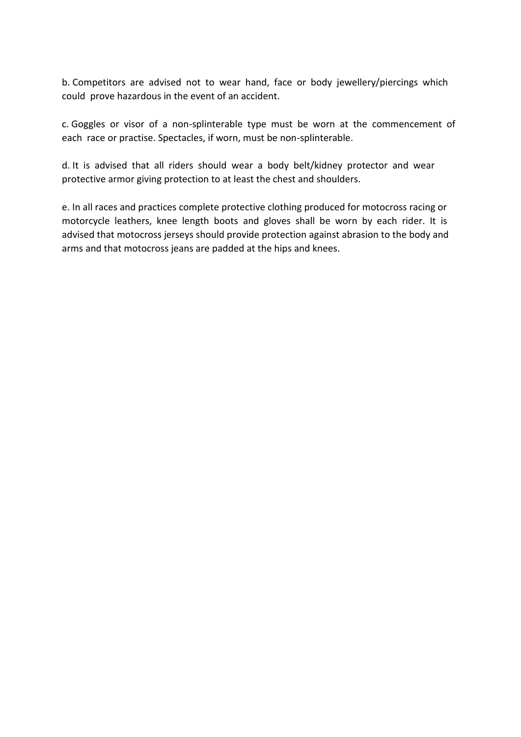b. Competitors are advised not to wear hand, face or body jewellery/piercings which could prove hazardous in the event of an accident.

c. Goggles or visor of a non-splinterable type must be worn at the commencement of each race or practise. Spectacles, if worn, must be non-splinterable.

d. It is advised that all riders should wear a body belt/kidney protector and wear protective armor giving protection to at least the chest and shoulders.

e. In all races and practices complete protective clothing produced for motocross racing or motorcycle leathers, knee length boots and gloves shall be worn by each rider. It is advised that motocross jerseys should provide protection against abrasion to the body and arms and that motocross jeans are padded at the hips and knees.